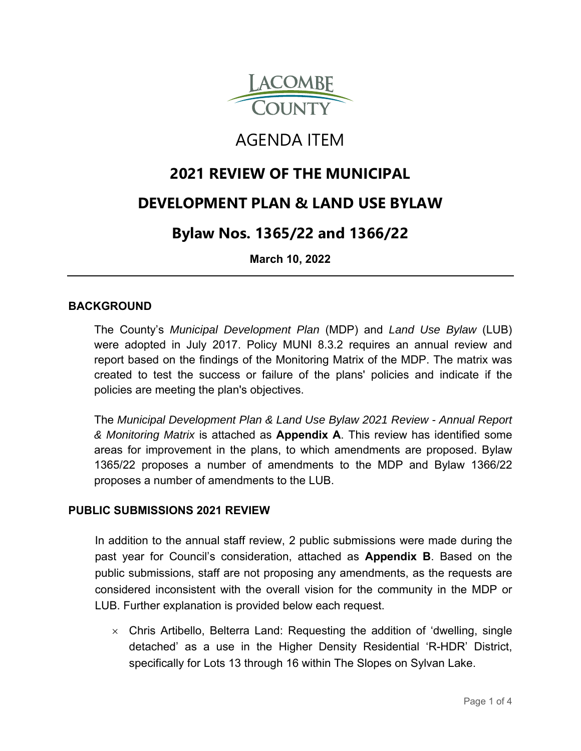LACOMBE COUNTY

# AGENDA ITEM

# 2021 REVIEW OF THE MUNICIPAL DEVELOPMENT PLAN & LAND USE BYLAW

## Bylaw Nos. 1365/22 and 1366/22

**March 10, 2022**

---

### BACKGROUND

The County's *Municipal Development Plan* (MDP) and *Land Use Bylaw* (LUB) were adopted in July 2017. Policy MUNI 8.3.2 requires an annual review and report based on the findings of the Monitoring Matrix of the MDP. The matrix was created to test the success or failure of the plans' policies and indicate if the policies are meeting the plan's objectives.

The *Municipal Development Plan & Land Use Bylaw 2021 Review - Annual Report & Monitoring Matrix* is attached as **Appendix A**. This review has identified some areas for improvement in the plans, to which amendments are proposed. Bylaw 1365/22 proposes a number of amendments to the MDP and Bylaw 1366/22 proposes a number of amendments to the LUB.

### PUBLIC SUBMISSIONS 2021 REVIEW

In addition to the annual staff review, 2 public submissions were made during the past year for Council's consideration, attached as **Appendix B**. Based on the public submissions, staff are not proposing any amendments, as the requests are considered inconsistent with the overall vision for the community in the MDP or LUB. Further explanation is provided below each request.

- Chris Artibello, Belterra Land: Requesting the addition of 'dwelling, single detached' as a use in the Higher Density Residential 'R-HDR' District, specifically for Lots 13 through 16 within The Slopes on Sylvan Lake.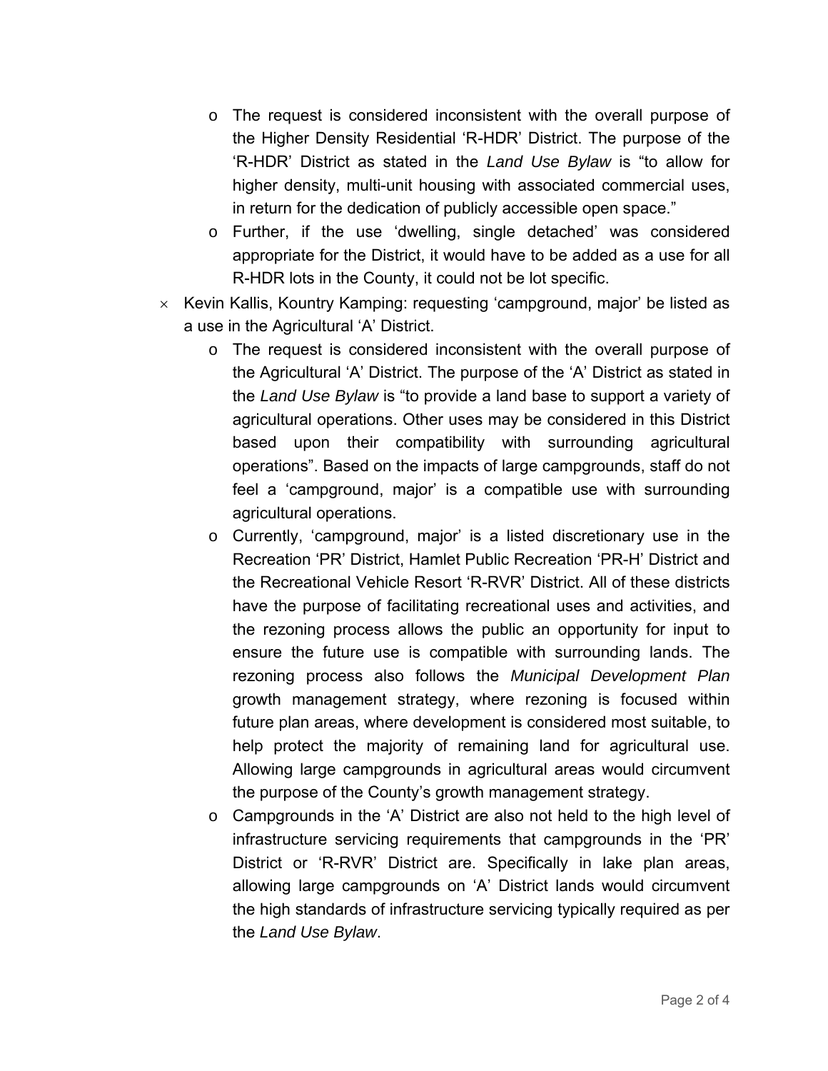- The request is considered inconsistent with the overall purpose of the Higher Density Residential 'R-HDR' District. The purpose of the 'R-HDR' District as stated in the *Land Use Bylaw* is "to allow for higher density, multi-unit housing with associated commercial uses, in return for the dedication of publicly accessible open space."
    - Further, if the use 'dwelling, single detached' was considered appropriate for the District, it would have to be added as a use for all R-HDR lots in the County, it could not be lot specific.
- Kevin Kallis, Kountry Kamping: requesting 'campground, major' be listed as a use in the Agricultural 'A' District.
    - The request is considered inconsistent with the overall purpose of the Agricultural 'A' District. The purpose of the 'A' District as stated in the *Land Use Bylaw* is "to provide a land base to support a variety of agricultural operations. Other uses may be considered in this District based upon their compatibility with surrounding agricultural operations". Based on the impacts of large campgrounds, staff do not feel a 'campground, major' is a compatible use with surrounding agricultural operations.
    - Currently, 'campground, major' is a listed discretionary use in the Recreation 'PR' District, Hamlet Public Recreation 'PR-H' District and the Recreational Vehicle Resort 'R-RVR' District. All of these districts have the purpose of facilitating recreational uses and activities, and the rezoning process allows the public an opportunity for input to ensure the future use is compatible with surrounding lands. The rezoning process also follows the *Municipal Development Plan* growth management strategy, where rezoning is focused within future plan areas, where development is considered most suitable, to help protect the majority of remaining land for agricultural use. Allowing large campgrounds in agricultural areas would circumvent the purpose of the County's growth management strategy.
    - Campgrounds in the 'A' District are also not held to the high level of infrastructure servicing requirements that campgrounds in the 'PR' District or 'R-RVR' District are. Specifically in lake plan areas, allowing large campgrounds on 'A' District lands would circumvent the high standards of infrastructure servicing typically required as per the *Land Use Bylaw*.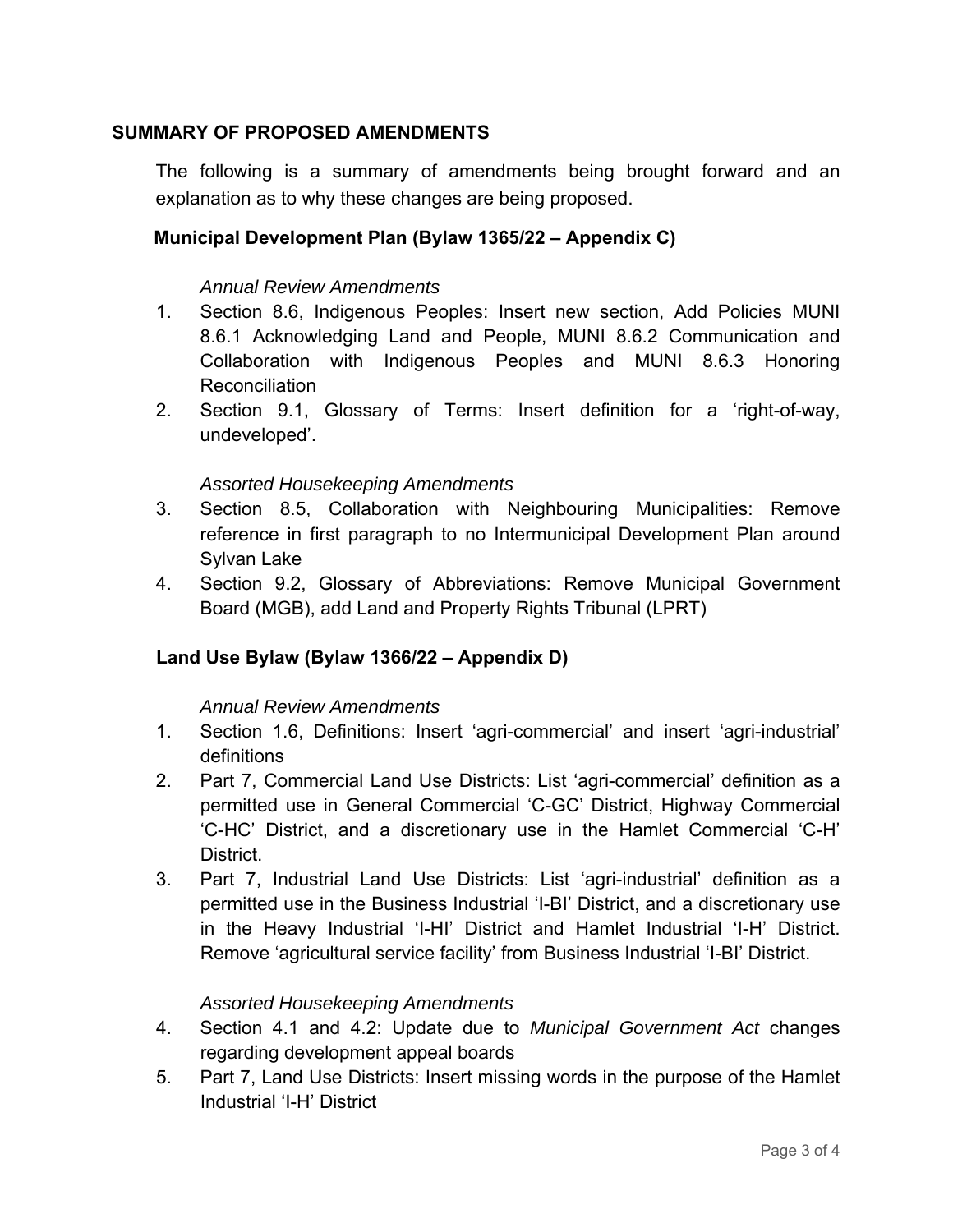## SUMMARY OF PROPOSED AMENDMENTS

The following is a summary of amendments being brought forward and an explanation as to why these changes are being proposed.

### Municipal Development Plan (Bylaw 1365/22 – Appendix C)

*Annual Review Amendments*

1. Section 8.6, Indigenous Peoples: Insert new section, Add Policies MUNI 8.6.1 Acknowledging Land and People, MUNI 8.6.2 Communication and Collaboration with Indigenous Peoples and MUNI 8.6.3 Honoring Reconciliation
2. Section 9.1, Glossary of Terms: Insert definition for a 'right-of-way, undeveloped'.

*Assorted Housekeeping Amendments*

3. Section 8.5, Collaboration with Neighbouring Municipalities: Remove reference in first paragraph to no Intermunicipal Development Plan around Sylvan Lake
4. Section 9.2, Glossary of Abbreviations: Remove Municipal Government Board (MGB), add Land and Property Rights Tribunal (LPRT)

### Land Use Bylaw (Bylaw 1366/22 – Appendix D)

*Annual Review Amendments*

1. Section 1.6, Definitions: Insert 'agri-commercial' and insert 'agri-industrial' definitions
2. Part 7, Commercial Land Use Districts: List 'agri-commercial' definition as a permitted use in General Commercial 'C-GC' District, Highway Commercial 'C-HC' District, and a discretionary use in the Hamlet Commercial 'C-H' District.
3. Part 7, Industrial Land Use Districts: List 'agri-industrial' definition as a permitted use in the Business Industrial 'I-BI' District, and a discretionary use in the Heavy Industrial 'I-HI' District and Hamlet Industrial 'I-H' District. Remove 'agricultural service facility' from Business Industrial 'I-BI' District.

*Assorted Housekeeping Amendments*

4. Section 4.1 and 4.2: Update due to *Municipal Government Act* changes regarding development appeal boards
5. Part 7, Land Use Districts: Insert missing words in the purpose of the Hamlet Industrial 'I-H' District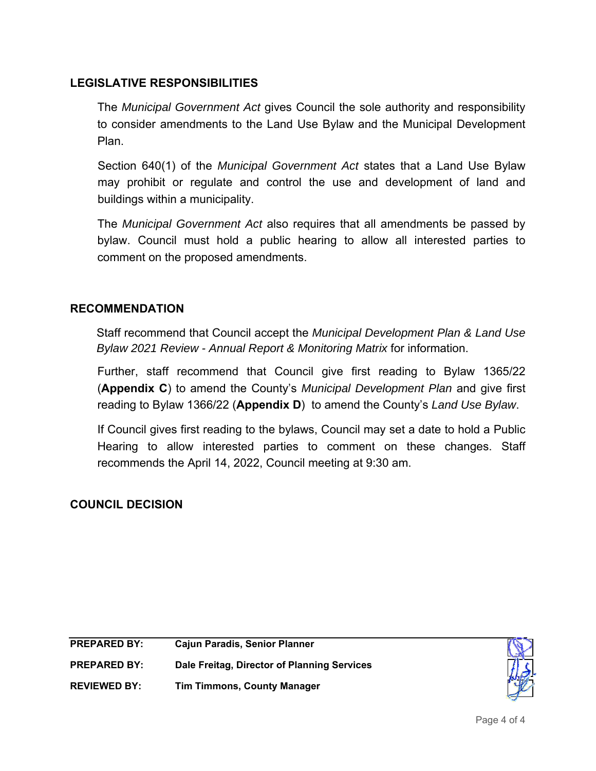## LEGISLATIVE RESPONSIBILITIES

The *Municipal Government Act* gives Council the sole authority and responsibility to consider amendments to the Land Use Bylaw and the Municipal Development Plan.

Section 640(1) of the *Municipal Government Act* states that a Land Use Bylaw may prohibit or regulate and control the use and development of land and buildings within a municipality.

The *Municipal Government Act* also requires that all amendments be passed by bylaw. Council must hold a public hearing to allow all interested parties to comment on the proposed amendments.

## RECOMMENDATION

Staff recommend that Council accept the *Municipal Development Plan & Land Use Bylaw 2021 Review - Annual Report & Monitoring Matrix* for information.

Further, staff recommend that Council give first reading to Bylaw 1365/22 (**Appendix C**) to amend the County's *Municipal Development Plan* and give first reading to Bylaw 1366/22 (**Appendix D**) to amend the County's *Land Use Bylaw*.

If Council gives first reading to the bylaws, Council may set a date to hold a Public Hearing to allow interested parties to comment on these changes. Staff recommends the April 14, 2022, Council meeting at 9:30 am.

## COUNCIL DECISION

| | |
|---|---|
| **PREPARED BY:** | **Cajun Paradis, Senior Planner** |
| **PREPARED BY:** | **Dale Freitag, Director of Planning Services** |
| **REVIEWED BY:** | **Tim Timmons, County Manager** |